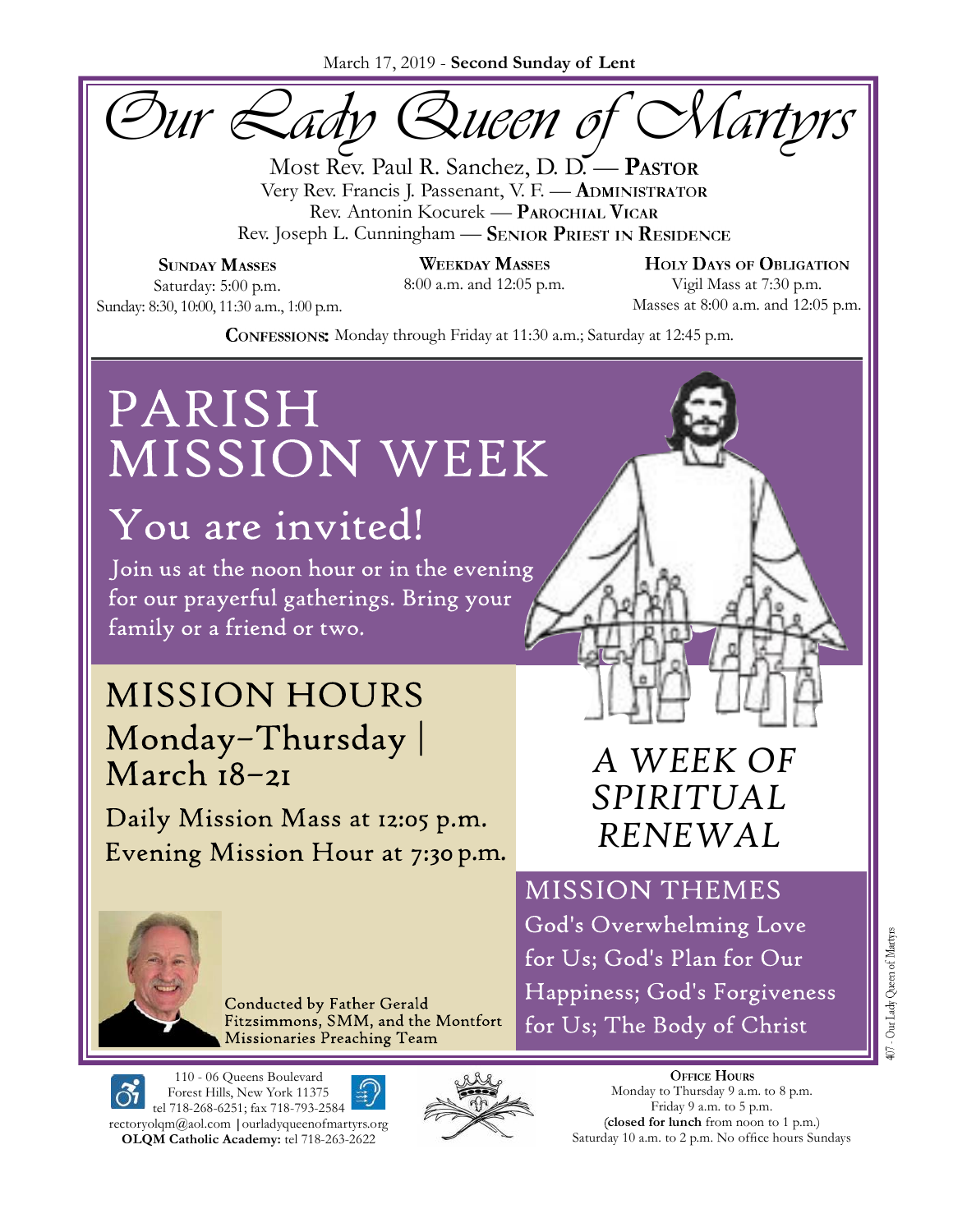March 17, 2019 - **Second Sunday of Lent**

# Our Lady Queen of Martyrs

Most Rev. Paul R. Sanchez, D. D. — **Pastor**
Very Rev. Francis J. Passenant, V. F. — **Administrator**
Rev. Antonin Kocurek — **Parochial Vicar**
Rev. Joseph L. Cunningham — **Senior Priest in Residence**

**Sunday Masses**
Saturday: 5:00 p.m.
Sunday: 8:30, 10:00, 11:30 a.m., 1:00 p.m.

**Weekday Masses**
8:00 a.m. and 12:05 p.m.

**Holy Days of Obligation**
Vigil Mass at 7:30 p.m.
Masses at 8:00 a.m. and 12:05 p.m.

**Confessions:** Monday through Friday at 11:30 a.m.; Saturday at 12:45 p.m.

# PARISH MISSION WEEK

## You are invited!

Join us at the noon hour or in the evening for our prayerful gatherings. Bring your family or a friend or two.

## MISSION HOURS

### Monday–Thursday | March 18–21

Daily Mission Mass at 12:05 p.m.
Evening Mission Hour at 7:30 p.m.

## *A WEEK OF SPIRITUAL RENEWAL*

## MISSION THEMES

God's Overwhelming Love for Us; God's Plan for Our Happiness; God's Forgiveness for Us; The Body of Christ

Conducted by Father Gerald Fitzsimmons, SMM, and the Montfort Missionaries Preaching Team

110 - 06 Queens Boulevard
Forest Hills, New York 11375
tel 718-268-6251; fax 718-793-2584
rectoryolqm@aol.com | ourladyqueenofmartyrs.org
**OLQM Catholic Academy:** tel 718-263-2622

**Office Hours**
Monday to Thursday 9 a.m. to 8 p.m.
Friday 9 a.m. to 5 p.m.
(**closed for lunch** from noon to 1 p.m.)
Saturday 10 a.m. to 2 p.m. No office hours Sundays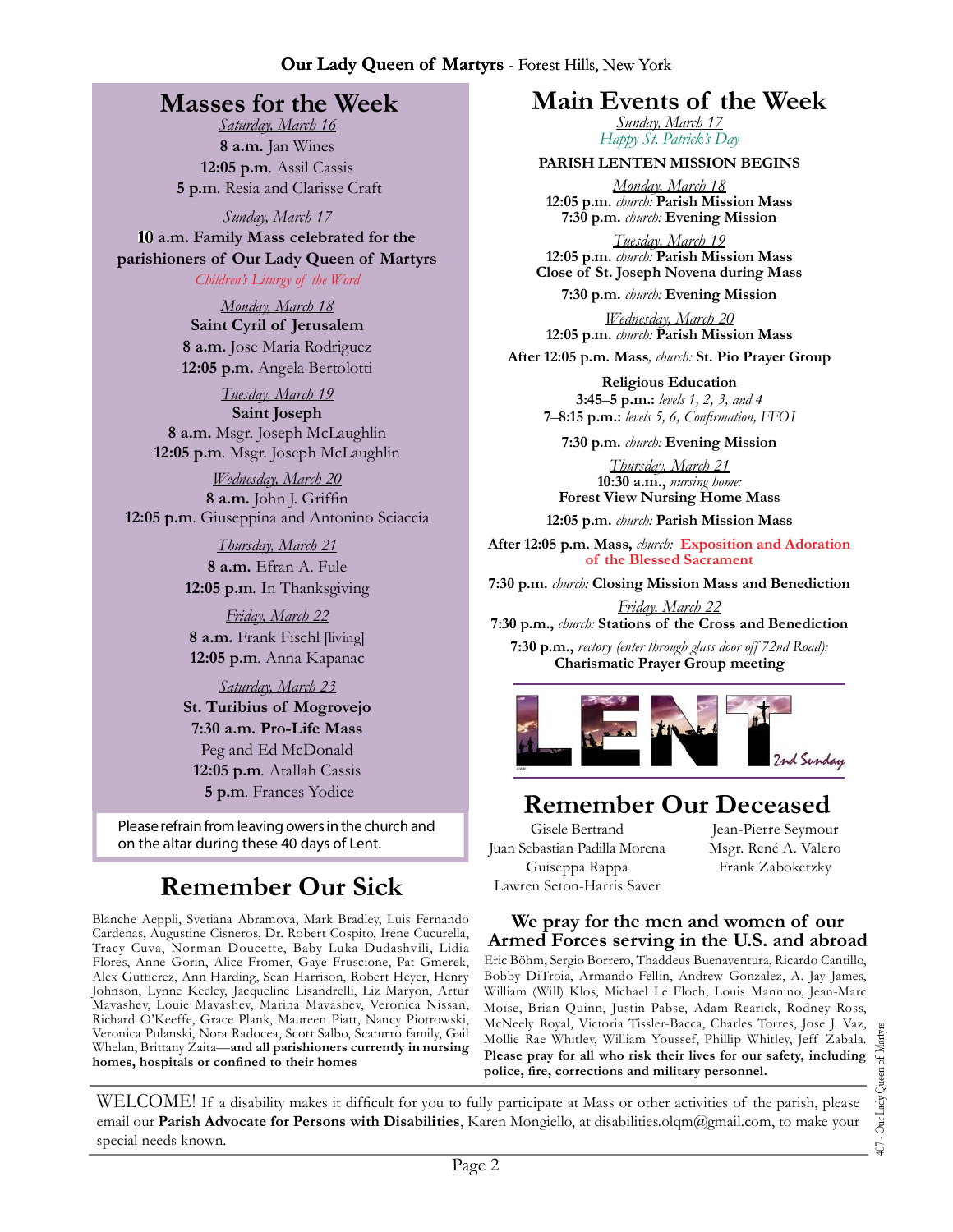# Masses for the Week

*Saturday, March 16*

**8 a.m.** Jan Wines

**12:05 p.m**. Assil Cassis

**5 p.m**. Resia and Clarisse Craft

*Sunday, March 17*

**10 a.m. Family Mass celebrated for the parishioners of Our Lady Queen of Martyrs**

*Children's Liturgy of the Word*

*Monday, March 18*

**Saint Cyril of Jerusalem**

**8 a.m.** Jose Maria Rodriguez

**12:05 p.m.** Angela Bertolotti

*Tuesday, March 19*

**Saint Joseph**

**8 a.m.** Msgr. Joseph McLaughlin

**12:05 p.m**. Msgr. Joseph McLaughlin

*Wednesday, March 20*

**8 a.m.** John J. Griffin

**12:05 p.m**. Giuseppina and Antonino Sciaccia

*Thursday, March 21*

**8 a.m.** Efran A. Fule

**12:05 p.m**. In Thanksgiving

*Friday, March 22*

**8 a.m.** Frank Fischl [living]

**12:05 p.m**. Anna Kapanac

*Saturday, March 23*

**St. Turibius of Mogrovejo**

**7:30 a.m. Pro-Life Mass**

Peg and Ed McDonald

**12:05 p.m**. Atallah Cassis

**5 p.m**. Frances Yodice

Please refrain from leaving owers in the church and on the altar during these 40 days of Lent.

# Remember Our Sick

Blanche Aeppli, Svetiana Abramova, Mark Bradley, Luis Fernando Cardenas, Augustine Cisneros, Dr. Robert Cospito, Irene Cucurella, Tracy Cuva, Norman Doucette, Baby Luka Dudashvili, Lidia Flores, Anne Gorin, Alice Fromer, Gaye Fruscione, Pat Gmerek, Alex Guttierez, Ann Harding, Sean Harrison, Robert Heyer, Henry Johnson, Lynne Keeley, Jacqueline Lisandrelli, Liz Maryon, Artur Mavashev, Louie Mavashev, Marina Mavashev, Veronica Nissan, Richard O'Keeffe, Grace Plank, Maureen Piatt, Nancy Piotrowski, Veronica Pulanski, Nora Radocea, Scott Salbo, Scaturro family, Gail Whelan, Brittany Zaita—**and all parishioners currently in nursing homes, hospitals or confined to their homes**

# Main Events of the Week

*Sunday, March 17*

*Happy St. Patrick's Day*

**PARISH LENTEN MISSION BEGINS**

*Monday, March 18*

**12:05 p.m.** *church:* **Parish Mission Mass**

**7:30 p.m.** *church:* **Evening Mission**

*Tuesday, March 19*

**12:05 p.m.** *church:* **Parish Mission Mass**

**Close of St. Joseph Novena during Mass**

**7:30 p.m.** *church:* **Evening Mission**

*Wednesday, March 20*

**12:05 p.m.** *church:* **Parish Mission Mass**

**After 12:05 p.m. Mass**, *church:* **St. Pio Prayer Group**

**Religious Education**

**3:45–5 p.m.:** *levels 1, 2, 3, and 4*

**7–8:15 p.m.:** *levels 5, 6, Confirmation, FFOI*

**7:30 p.m.** *church:* **Evening Mission**

*Thursday, March 21*

**10:30 a.m.,** *nursing home:* **Forest View Nursing Home Mass**

**12:05 p.m.** *church:* **Parish Mission Mass**

**After 12:05 p.m. Mass,** *church:* **Exposition and Adoration of the Blessed Sacrament**

**7:30 p.m.** *church:* **Closing Mission Mass and Benediction**

*Friday, March 22*

**7:30 p.m.,** *church:* **Stations of the Cross and Benediction**

**7:30 p.m.,** *rectory (enter through glass door off 72nd Road):* **Charismatic Prayer Group meeting**

LENT 2nd Sunday

# Remember Our Deceased

Gisele Bertrand
Juan Sebastian Padilla Morena
Guiseppa Rappa
Lawren Seton-Harris Saver
Jean-Pierre Seymour
Msgr. René A. Valero
Frank Zaboketzky

## We pray for the men and women of our Armed Forces serving in the U.S. and abroad

Eric Böhm, Sergio Borrero, Thaddeus Buenaventura, Ricardo Cantillo, Bobby DiTroia, Armando Fellin, Andrew Gonzalez, A. Jay James, William (Will) Klos, Michael Le Floch, Louis Mannino, Jean-Marc Moïse, Brian Quinn, Justin Pabse, Adam Rearick, Rodney Ross, McNeely Royal, Victoria Tissler-Bacca, Charles Torres, Jose J. Vaz, Mollie Rae Whitley, William Youssef, Phillip Whitley, Jeff Zabala. **Please pray for all who risk their lives for our safety, including police, fire, corrections and military personnel.**

WELCOME! If a disability makes it difficult for you to fully participate at Mass or other activities of the parish, please email our **Parish Advocate for Persons with Disabilities**, Karen Mongiello, at disabilities.olqm@gmail.com, to make your special needs known.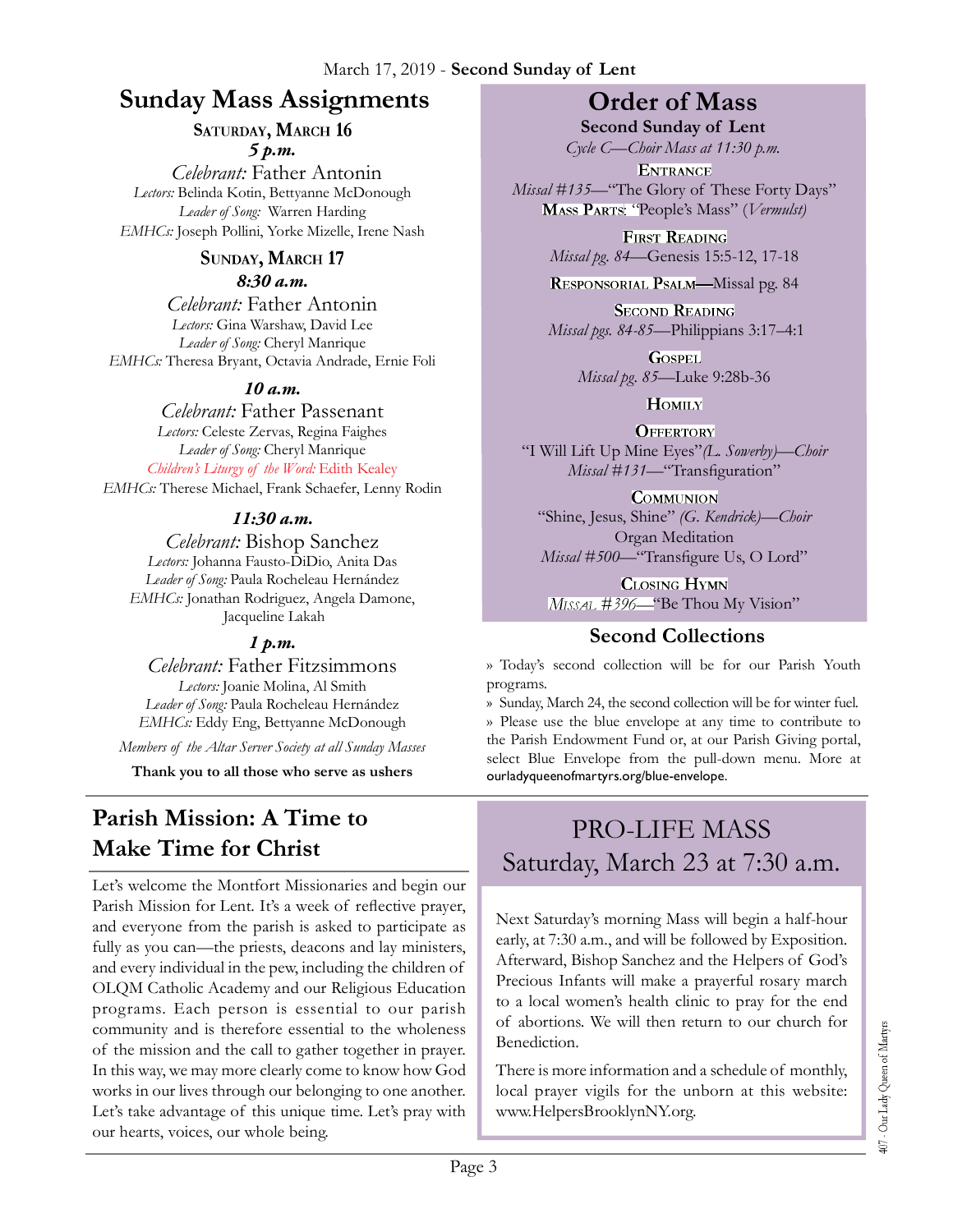March 17, 2019 - **Second Sunday of Lent**

## Sunday Mass Assignments

### Saturday, March 16

***5 p.m.***

*Celebrant:* Father Antonin
*Lectors:* Belinda Kotin, Bettyanne McDonough
*Leader of Song:* Warren Harding
*EMHCs:* Joseph Pollini, Yorke Mizelle, Irene Nash

### Sunday, March 17

***8:30 a.m.***

*Celebrant:* Father Antonin
*Lectors:* Gina Warshaw, David Lee
*Leader of Song:* Cheryl Manrique
*EMHCs:* Theresa Bryant, Octavia Andrade, Ernie Foli

***10 a.m.***

*Celebrant:* Father Passenant
*Lectors:* Celeste Zervas, Regina Faighes
*Leader of Song:* Cheryl Manrique
*Children's Liturgy of the Word:* Edith Kealey
*EMHCs:* Therese Michael, Frank Schaefer, Lenny Rodin

***11:30 a.m.***

*Celebrant:* Bishop Sanchez
*Lectors:* Johanna Fausto-DiDio, Anita Das
*Leader of Song:* Paula Rocheleau Hernández
*EMHCs:* Jonathan Rodriguez, Angela Damone, Jacqueline Lakah

***1 p.m.***

*Celebrant:* Father Fitzsimmons
*Lectors:* Joanie Molina, Al Smith
*Leader of Song:* Paula Rocheleau Hernández
*EMHCs:* Eddy Eng, Bettyanne McDonough

*Members of the Altar Server Society at all Sunday Masses*

**Thank you to all those who serve as ushers**

## Order of Mass

**Second Sunday of Lent**
*Cycle C—Choir Mass at 11:30 p.m.*

**Entrance**
*Missal #135*—"The Glory of These Forty Days"
**Mass Parts**: "People's Mass" (*Vermulst)*

**First Reading**
*Missal pg. 84*—Genesis 15:5-12, 17-18

**Responsorial Psalm**—Missal pg. 84

**Second Reading**
*Missal pgs. 84-85*—Philippians 3:17–4:1

**Gospel**
*Missal pg. 85*—Luke 9:28b-36

**Homily**

**Offertory**
"I Will Lift Up Mine Eyes" *(L. Sowerby)—Choir*
*Missal #131*—"Transfiguration"

**Communion**
"Shine, Jesus, Shine" *(G. Kendrick)—Choir*
Organ Meditation
*Missal #500*—"Transfigure Us, O Lord"

**Closing Hymn**
*Missal #396*—"Be Thou My Vision"

## Second Collections

» Today's second collection will be for our Parish Youth programs.
» Sunday, March 24, the second collection will be for winter fuel.
» Please use the blue envelope at any time to contribute to the Parish Endowment Fund or, at our Parish Giving portal, select Blue Envelope from the pull-down menu. More at ourladyqueenofmartyrs.org/blue-envelope.

## Parish Mission: A Time to Make Time for Christ

Let's welcome the Montfort Missionaries and begin our Parish Mission for Lent. It's a week of reflective prayer, and everyone from the parish is asked to participate as fully as you can—the priests, deacons and lay ministers, and every individual in the pew, including the children of OLQM Catholic Academy and our Religious Education programs. Each person is essential to our parish community and is therefore essential to the wholeness of the mission and the call to gather together in prayer. In this way, we may more clearly come to know how God works in our lives through our belonging to one another. Let's take advantage of this unique time. Let's pray with our hearts, voices, our whole being.

## PRO-LIFE MASS Saturday, March 23 at 7:30 a.m.

Next Saturday's morning Mass will begin a half-hour early, at 7:30 a.m., and will be followed by Exposition. Afterward, Bishop Sanchez and the Helpers of God's Precious Infants will make a prayerful rosary march to a local women's health clinic to pray for the end of abortions. We will then return to our church for Benediction.

There is more information and a schedule of monthly, local prayer vigils for the unborn at this website: www.HelpersBrooklynNY.org.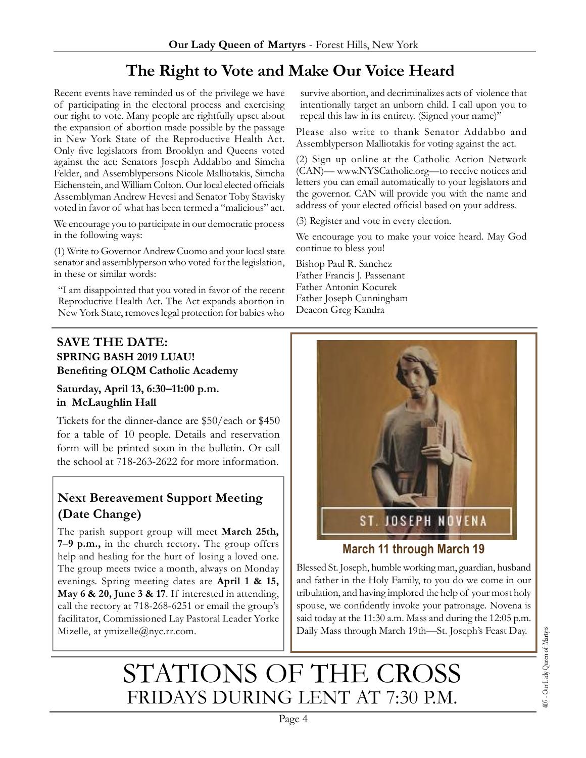## The Right to Vote and Make Our Voice Heard

Recent events have reminded us of the privilege we have of participating in the electoral process and exercising our right to vote. Many people are rightfully upset about the expansion of abortion made possible by the passage in New York State of the Reproductive Health Act. Only five legislators from Brooklyn and Queens voted against the act: Senators Joseph Addabbo and Simcha Felder, and Assemblypersons Nicole Malliotakis, Simcha Eichenstein, and William Colton. Our local elected officials Assemblyman Andrew Hevesi and Senator Toby Stavisky voted in favor of what has been termed a "malicious" act.

We encourage you to participate in our democratic process in the following ways:

(1) Write to Governor Andrew Cuomo and your local state senator and assemblyperson who voted for the legislation, in these or similar words:

> "I am disappointed that you voted in favor of the recent Reproductive Health Act. The Act expands abortion in New York State, removes legal protection for babies who survive abortion, and decriminalizes acts of violence that intentionally target an unborn child. I call upon you to repeal this law in its entirety. (Signed your name)"

Please also write to thank Senator Addabbo and Assemblyperson Malliotakis for voting against the act.

(2) Sign up online at the Catholic Action Network (CAN)— www.NYSCatholic.org—to receive notices and letters you can email automatically to your legislators and the governor. CAN will provide you with the name and address of your elected official based on your address.

(3) Register and vote in every election.

We encourage you to make your voice heard. May God continue to bless you!

Bishop Paul R. Sanchez
Father Francis J. Passenant
Father Antonin Kocurek
Father Joseph Cunningham
Deacon Greg Kandra

### SAVE THE DATE:
### SPRING BASH 2019 LUAU!
### Benefiting OLQM Catholic Academy

**Saturday, April 13, 6:30–11:00 p.m. in McLaughlin Hall**

Tickets for the dinner-dance are $50/each or $450 for a table of 10 people. Details and reservation form will be printed soon in the bulletin. Or call the school at 718-263-2622 for more information.

### Next Bereavement Support Meeting (Date Change)

The parish support group will meet **March 25th, 7–9 p.m.,** in the church rectory**.** The group offers help and healing for the hurt of losing a loved one. The group meets twice a month, always on Monday evenings. Spring meeting dates are **April 1 & 15, May 6 & 20, June 3 & 17**. If interested in attending, call the rectory at 718-268-6251 or email the group's facilitator, Commissioned Lay Pastoral Leader Yorke Mizelle, at ymizelle@nyc.rr.com.

ST. JOSEPH NOVENA

**March 11 through March 19**

Blessed St. Joseph, humble working man, guardian, husband and father in the Holy Family, to you do we come in our tribulation, and having implored the help of your most holy spouse, we confidently invoke your patronage. Novena is said today at the 11:30 a.m. Mass and during the 12:05 p.m. Daily Mass through March 19th—St. Joseph's Feast Day.

## STATIONS OF THE CROSS
## FRIDAYS DURING LENT AT 7:30 P.M.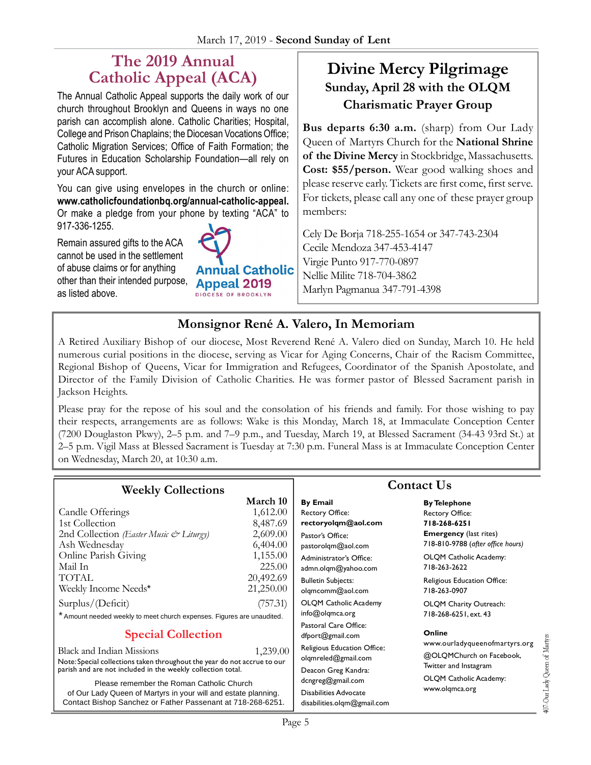## The 2019 Annual Catholic Appeal (ACA)

The Annual Catholic Appeal supports the daily work of our church throughout Brooklyn and Queens in ways no one parish can accomplish alone. Catholic Charities; Hospital, College and Prison Chaplains; the Diocesan Vocations Office; Catholic Migration Services; Office of Faith Formation; the Futures in Education Scholarship Foundation—all rely on your ACA support.

You can give using envelopes in the church or online: **www.catholicfoundationbq.org/annual-catholic-appeal.** Or make a pledge from your phone by texting "ACA" to 917-336-1255.

Remain assured gifts to the ACA cannot be used in the settlement of abuse claims or for anything other than their intended purpose, as listed above.

Annual Catholic Appeal 2019
DIOCESE OF BROOKLYN

## Divine Mercy Pilgrimage

### Sunday, April 28 with the OLQM Charismatic Prayer Group

**Bus departs 6:30 a.m.** (sharp) from Our Lady Queen of Martyrs Church for the **National Shrine of the Divine Mercy** in Stockbridge, Massachusetts. **Cost: $55/person.** Wear good walking shoes and please reserve early. Tickets are first come, first serve. For tickets, please call any one of these prayer group members:

Cely De Borja 718-255-1654 or 347-743-2304
Cecile Mendoza 347-453-4147
Virgie Punto 917-770-0897
Nellie Milite 718-704-3862
Marlyn Pagmanua 347-791-4398

## Monsignor René A. Valero, In Memoriam

A Retired Auxiliary Bishop of our diocese, Most Reverend René A. Valero died on Sunday, March 10. He held numerous curial positions in the diocese, serving as Vicar for Aging Concerns, Chair of the Racism Committee, Regional Bishop of Queens, Vicar for Immigration and Refugees, Coordinator of the Spanish Apostolate, and Director of the Family Division of Catholic Charities. He was former pastor of Blessed Sacrament parish in Jackson Heights.

Please pray for the repose of his soul and the consolation of his friends and family. For those wishing to pay their respects, arrangements are as follows: Wake is this Monday, March 18, at Immaculate Conception Center (7200 Douglaston Pkwy), 2–5 p.m. and 7–9 p.m., and Tuesday, March 19, at Blessed Sacrament (34-43 93rd St.) at 2–5 p.m. Vigil Mass at Blessed Sacrament is Tuesday at 7:30 p.m. Funeral Mass is at Immaculate Conception Center on Wednesday, March 20, at 10:30 a.m.

## Weekly Collections

| | March 10 |
|---|---|
| Candle Offerings | 1,612.00 |
| 1st Collection | 8,487.69 |
| 2nd Collection *(Easter Music & Liturgy)* | 2,609.00 |
| Ash Wednesday | 6,404.00 |
| Online Parish Giving | 1,155.00 |
| Mail In | 225.00 |
| TOTAL | 20,492.69 |
| Weekly Income Needs* | 21,250.00 |
| Surplus/(Deficit) | (757.31) |

\* Amount needed weekly to meet church expenses. Figures are unaudited.

### Special Collection

| | |
|---|---|
| Black and Indian Missions | 1,239.00 |

Note: Special collections taken throughout the year do not accrue to our parish and are not included in the weekly collection total.

Please remember the Roman Catholic Church of Our Lady Queen of Martyrs in your will and estate planning. Contact Bishop Sanchez or Father Passenant at 718-268-6251.

## Contact Us

**By Email**

Rectory Office:
**rectoryolqm@aol.com**

Pastor's Office:
pastorolqm@aol.com

Administrator's Office:
admn.olqm@yahoo.com

Bulletin Subjects:
olqmcomm@aol.com

OLQM Catholic Academy
info@olqmca.org

Pastoral Care Office:
dfport@gmail.com

Religious Education Office:
olqmreled@gmail.com

Deacon Greg Kandra:
dcngreg@gmail.com

Disabilities Advocate
disabilities.olqm@gmail.com

**By Telephone**

Rectory Office:
**718-268-6251**

**Emergency** (last rites)
718-810-9788 (*after office hours*)

OLQM Catholic Academy:
718-263-2622

Religious Education Office:
718-263-0907

OLQM Charity Outreach:
718-268-6251, ext. 43

**Online**

www.ourladyqueenofmartyrs.org

@OLQMChurch on Facebook, Twitter and Instagram

OLQM Catholic Academy:
www.olqmca.org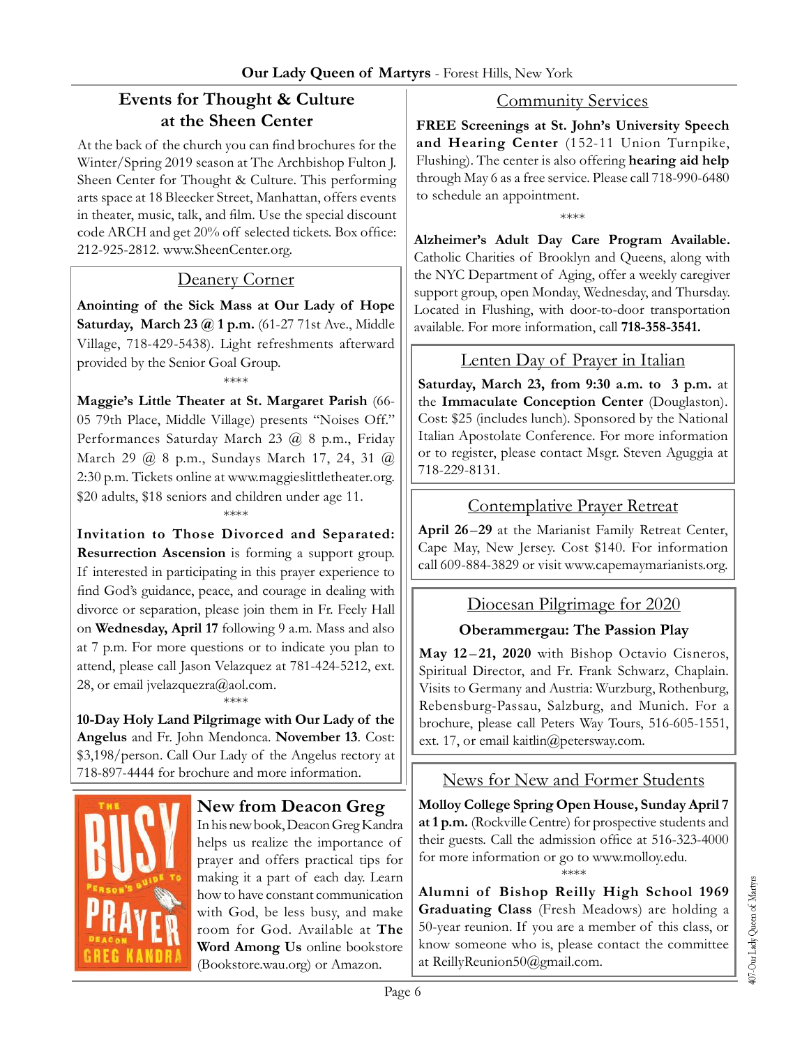## Events for Thought & Culture at the Sheen Center

At the back of the church you can find brochures for the Winter/Spring 2019 season at The Archbishop Fulton J. Sheen Center for Thought & Culture. This performing arts space at 18 Bleecker Street, Manhattan, offers events in theater, music, talk, and film. Use the special discount code ARCH and get 20% off selected tickets. Box office: 212-925-2812. www.SheenCenter.org.

## Deanery Corner

**Anointing of the Sick Mass at Our Lady of Hope Saturday, March 23 @ 1 p.m.** (61-27 71st Ave., Middle Village, 718-429-5438). Light refreshments afterward provided by the Senior Goal Group.

\*\*\*\*

**Maggie's Little Theater at St. Margaret Parish** (66-05 79th Place, Middle Village) presents "Noises Off." Performances Saturday March 23 @ 8 p.m., Friday March 29 @ 8 p.m., Sundays March 17, 24, 31 @ 2:30 p.m. Tickets online at www.maggieslittletheater.org. $20 adults, $18 seniors and children under age 11.

\*\*\*\*

**Invitation to Those Divorced and Separated: Resurrection Ascension** is forming a support group. If interested in participating in this prayer experience to find God's guidance, peace, and courage in dealing with divorce or separation, please join them in Fr. Feely Hall on **Wednesday, April 17** following 9 a.m. Mass and also at 7 p.m. For more questions or to indicate you plan to attend, please call Jason Velazquez at 781-424-5212, ext. 28, or email jvelazquezra@aol.com.

\*\*\*\*

**10-Day Holy Land Pilgrimage with Our Lady of the Angelus** and Fr. John Mendonca. **November 13**. Cost: $3,198/person. Call Our Lady of the Angelus rectory at 718-897-4444 for brochure and more information.

## New from Deacon Greg

In his new book, Deacon Greg Kandra helps us realize the importance of prayer and offers practical tips for making it a part of each day. Learn how to have constant communication with God, be less busy, and make room for God. Available at **The Word Among Us** online bookstore (Bookstore.wau.org) or Amazon.

## Community Services

**FREE Screenings at St. John's University Speech and Hearing Center** (152-11 Union Turnpike, Flushing). The center is also offering **hearing aid help** through May 6 as a free service. Please call 718-990-6480 to schedule an appointment.

\*\*\*\*

**Alzheimer's Adult Day Care Program Available.** Catholic Charities of Brooklyn and Queens, along with the NYC Department of Aging, offer a weekly caregiver support group, open Monday, Wednesday, and Thursday. Located in Flushing, with door-to-door transportation available. For more information, call **718-358-3541.**

## Lenten Day of Prayer in Italian

**Saturday, March 23, from 9:30 a.m. to 3 p.m.** at the **Immaculate Conception Center** (Douglaston). Cost: $25 (includes lunch). Sponsored by the National Italian Apostolate Conference. For more information or to register, please contact Msgr. Steven Aguggia at 718-229-8131.

## Contemplative Prayer Retreat

**April 26–29** at the Marianist Family Retreat Center, Cape May, New Jersey. Cost $140. For information call 609-884-3829 or visit www.capemaymarianists.org.

## Diocesan Pilgrimage for 2020

### Oberammergau: The Passion Play

**May 12–21, 2020** with Bishop Octavio Cisneros, Spiritual Director, and Fr. Frank Schwarz, Chaplain. Visits to Germany and Austria: Wurzburg, Rothenburg, Rebensburg-Passau, Salzburg, and Munich. For a brochure, please call Peters Way Tours, 516-605-1551, ext. 17, or email kaitlin@petersway.com.

## News for New and Former Students

**Molloy College Spring Open House, Sunday April 7 at 1 p.m.** (Rockville Centre) for prospective students and their guests. Call the admission office at 516-323-4000 for more information or go to www.molloy.edu.

\*\*\*\*

**Alumni of Bishop Reilly High School 1969 Graduating Class** (Fresh Meadows) are holding a 50-year reunion. If you are a member of this class, or know someone who is, please contact the committee at ReillyReunion50@gmail.com.